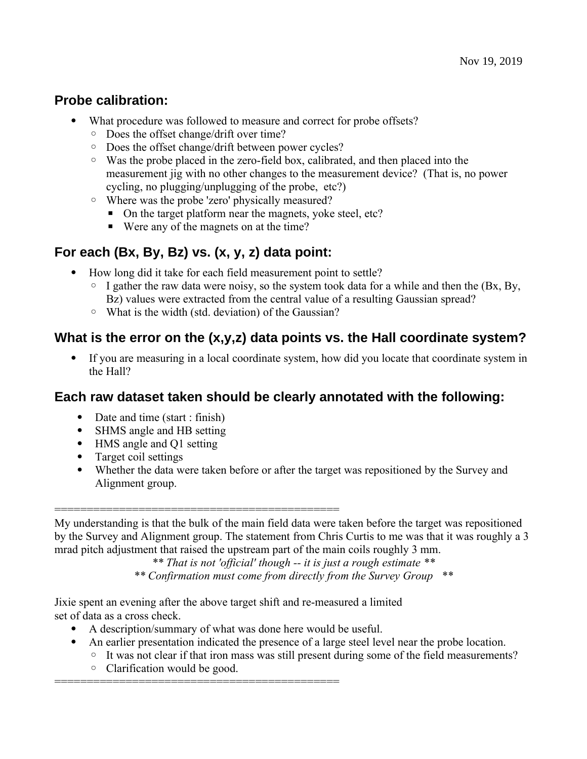Nov 19, 2019

## Probe calibration:

- What procedure was followed to measure and correct for probe offsets?
  - Does the offset change/drift over time?
  - Does the offset change/drift between power cycles?
  - Was the probe placed in the zero-field box, calibrated, and then placed into the measurement jig with no other changes to the measurement device? (That is, no power cycling, no plugging/unplugging of the probe, etc?)
  - Where was the probe 'zero' physically measured?
    - On the target platform near the magnets, yoke steel, etc?
    - Were any of the magnets on at the time?

## For each (Bx, By, Bz) vs. (x, y, z) data point:

- How long did it take for each field measurement point to settle?
  - I gather the raw data were noisy, so the system took data for a while and then the (Bx, By, Bz) values were extracted from the central value of a resulting Gaussian spread?
  - What is the width (std. deviation) of the Gaussian?

## What is the error on the (x,y,z) data points vs. the Hall coordinate system?

- If you are measuring in a local coordinate system, how did you locate that coordinate system in the Hall?

## Each raw dataset taken should be clearly annotated with the following:

- Date and time (start : finish)
- SHMS angle and HB setting
- HMS angle and Q1 setting
- Target coil settings
- Whether the data were taken before or after the target was repositioned by the Survey and Alignment group.

============================================

My understanding is that the bulk of the main field data were taken before the target was repositioned by the Survey and Alignment group. The statement from Chris Curtis to me was that it was roughly a 3 mrad pitch adjustment that raised the upstream part of the main coils roughly 3 mm.

** *That is not 'official' though -- it is just a rough estimate* **
** *Confirmation must come from directly from the Survey Group* **

Jixie spent an evening after the above target shift and re-measured a limited set of data as a cross check.

- A description/summary of what was done here would be useful.
- An earlier presentation indicated the presence of a large steel level near the probe location.
  - It was not clear if that iron mass was still present during some of the field measurements?
  - Clarification would be good.

============================================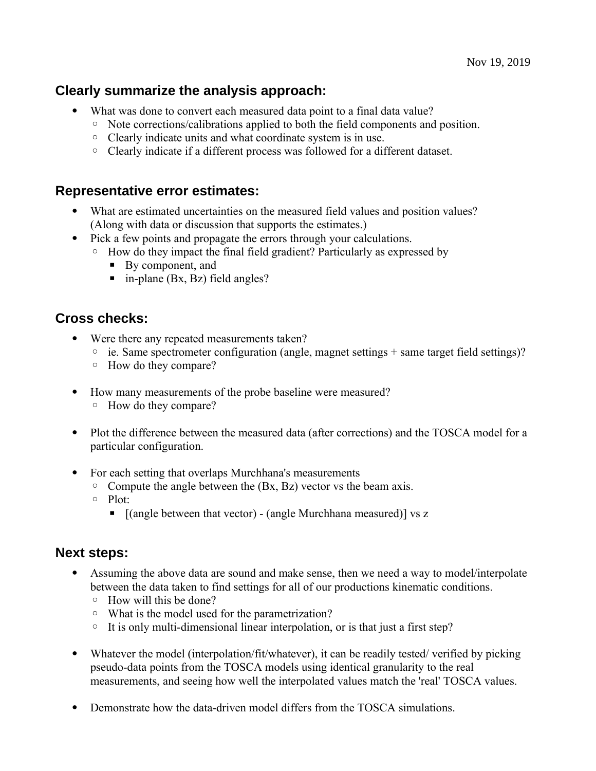Nov 19, 2019

## Clearly summarize the analysis approach:

- What was done to convert each measured data point to a final data value?
  - Note corrections/calibrations applied to both the field components and position.
  - Clearly indicate units and what coordinate system is in use.
  - Clearly indicate if a different process was followed for a different dataset.

## Representative error estimates:

- What are estimated uncertainties on the measured field values and position values? (Along with data or discussion that supports the estimates.)
- Pick a few points and propagate the errors through your calculations.
  - How do they impact the final field gradient? Particularly as expressed by
    - By component, and
    - in-plane (Bx, Bz) field angles?

## Cross checks:

- Were there any repeated measurements taken?
  - ie. Same spectrometer configuration (angle, magnet settings + same target field settings)?
  - How do they compare?

- How many measurements of the probe baseline were measured?
  - How do they compare?

- Plot the difference between the measured data (after corrections) and the TOSCA model for a particular configuration.

- For each setting that overlaps Murchhana's measurements
  - Compute the angle between the (Bx, Bz) vector vs the beam axis.
  - Plot:
    - [(angle between that vector) - (angle Murchhana measured)] vs z

## Next steps:

- Assuming the above data are sound and make sense, then we need a way to model/interpolate between the data taken to find settings for all of our productions kinematic conditions.
  - How will this be done?
  - What is the model used for the parametrization?
  - It is only multi-dimensional linear interpolation, or is that just a first step?

- Whatever the model (interpolation/fit/whatever), it can be readily tested/ verified by picking pseudo-data points from the TOSCA models using identical granularity to the real measurements, and seeing how well the interpolated values match the 'real' TOSCA values.

- Demonstrate how the data-driven model differs from the TOSCA simulations.